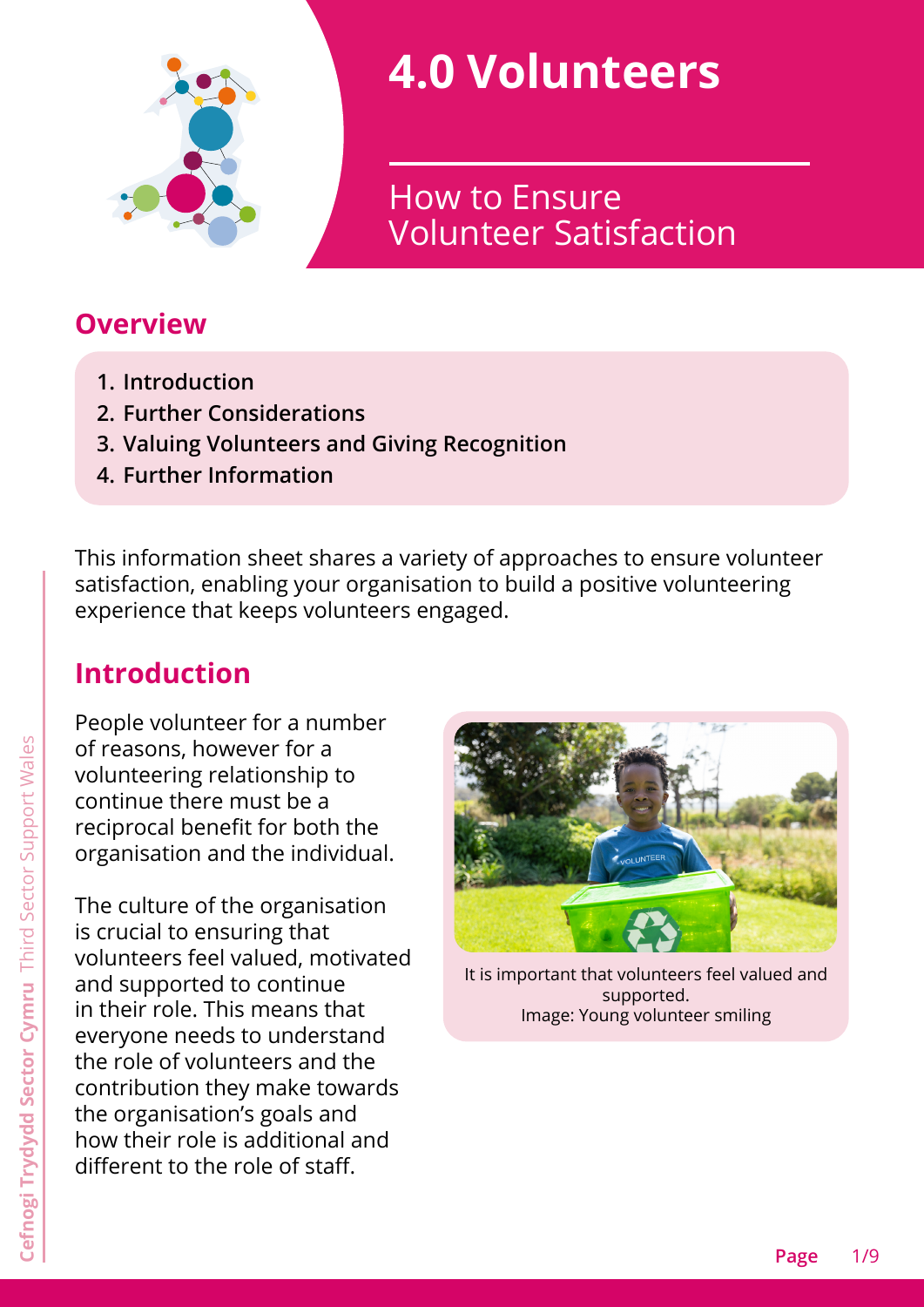# 4.0 Volunteers

## How to Ensure Volunteer Satisfaction

## Overview

1. **Introduction**
2. **Further Considerations**
3. **Valuing Volunteers and Giving Recognition**
4. **Further Information**

This information sheet shares a variety of approaches to ensure volunteer satisfaction, enabling your organisation to build a positive volunteering experience that keeps volunteers engaged.

## Introduction

People volunteer for a number of reasons, however for a volunteering relationship to continue there must be a reciprocal benefit for both the organisation and the individual.

The culture of the organisation is crucial to ensuring that volunteers feel valued, motivated and supported to continue in their role. This means that everyone needs to understand the role of volunteers and the contribution they make towards the organisation's goals and how their role is additional and different to the role of staff.

It is important that volunteers feel valued and supported.
Image: Young volunteer smiling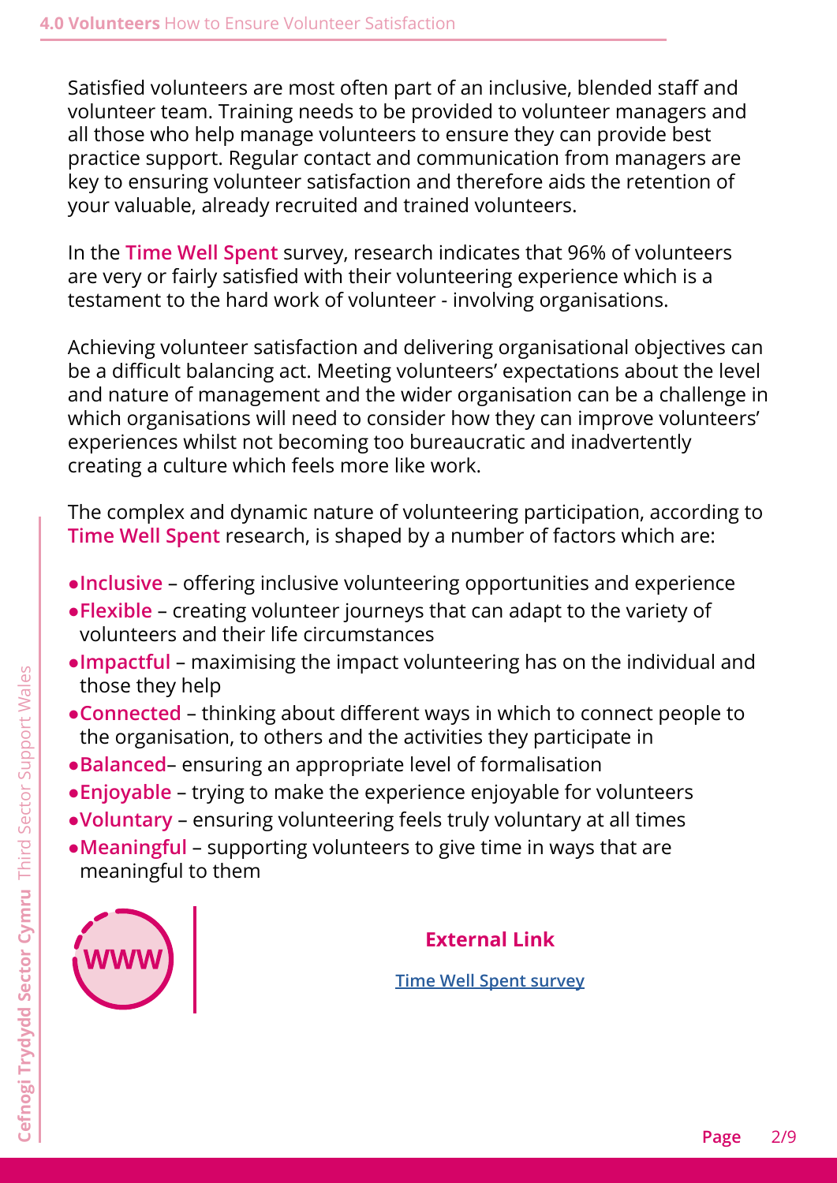Satisfied volunteers are most often part of an inclusive, blended staff and volunteer team. Training needs to be provided to volunteer managers and all those who help manage volunteers to ensure they can provide best practice support. Regular contact and communication from managers are key to ensuring volunteer satisfaction and therefore aids the retention of your valuable, already recruited and trained volunteers.

In the **Time Well Spent** survey, research indicates that 96% of volunteers are very or fairly satisfied with their volunteering experience which is a testament to the hard work of volunteer - involving organisations.

Achieving volunteer satisfaction and delivering organisational objectives can be a difficult balancing act. Meeting volunteers' expectations about the level and nature of management and the wider organisation can be a challenge in which organisations will need to consider how they can improve volunteers' experiences whilst not becoming too bureaucratic and inadvertently creating a culture which feels more like work.

The complex and dynamic nature of volunteering participation, according to **Time Well Spent** research, is shaped by a number of factors which are:

- **Inclusive** – offering inclusive volunteering opportunities and experience
- **Flexible** – creating volunteer journeys that can adapt to the variety of volunteers and their life circumstances
- **Impactful** – maximising the impact volunteering has on the individual and those they help
- **Connected** – thinking about different ways in which to connect people to the organisation, to others and the activities they participate in
- **Balanced**– ensuring an appropriate level of formalisation
- **Enjoyable** – trying to make the experience enjoyable for volunteers
- **Voluntary** – ensuring volunteering feels truly voluntary at all times
- **Meaningful** – supporting volunteers to give time in ways that are meaningful to them

**External Link**

Time Well Spent survey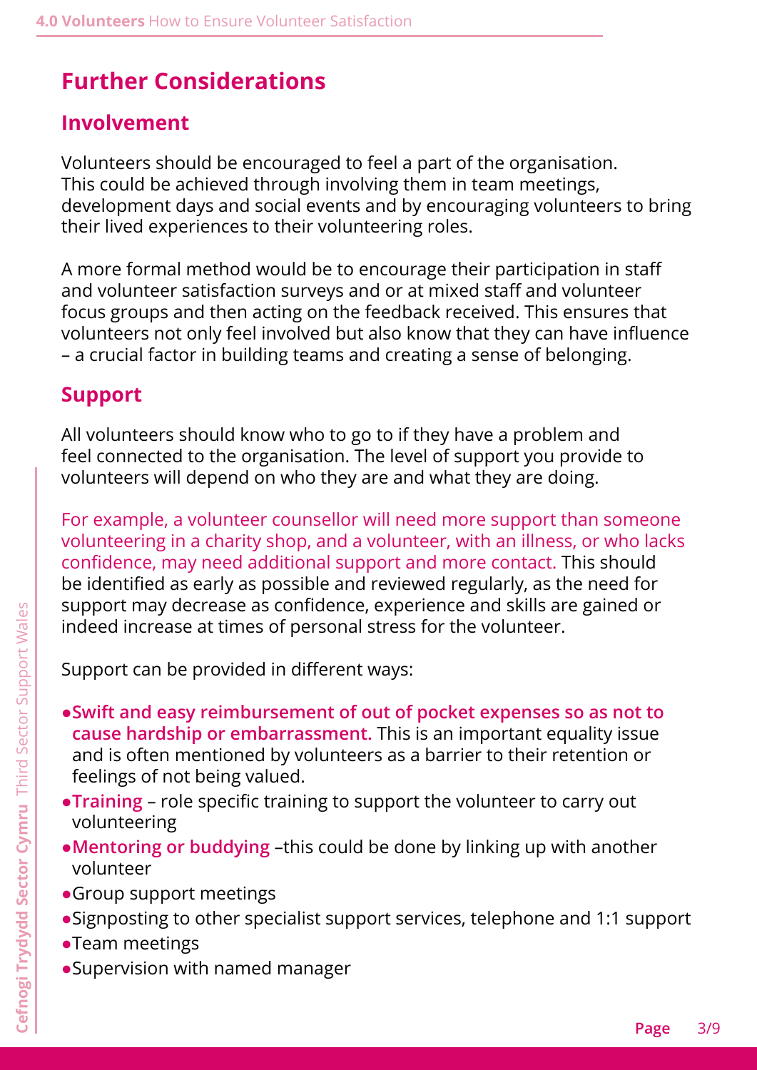## Further Considerations

### Involvement

Volunteers should be encouraged to feel a part of the organisation. This could be achieved through involving them in team meetings, development days and social events and by encouraging volunteers to bring their lived experiences to their volunteering roles.

A more formal method would be to encourage their participation in staff and volunteer satisfaction surveys and or at mixed staff and volunteer focus groups and then acting on the feedback received. This ensures that volunteers not only feel involved but also know that they can have influence – a crucial factor in building teams and creating a sense of belonging.

### Support

All volunteers should know who to go to if they have a problem and feel connected to the organisation. The level of support you provide to volunteers will depend on who they are and what they are doing.

For example, a volunteer counsellor will need more support than someone volunteering in a charity shop, and a volunteer, with an illness, or who lacks confidence, may need additional support and more contact. This should be identified as early as possible and reviewed regularly, as the need for support may decrease as confidence, experience and skills are gained or indeed increase at times of personal stress for the volunteer.

Support can be provided in different ways:

- **Swift and easy reimbursement of out of pocket expenses so as not to cause hardship or embarrassment.** This is an important equality issue and is often mentioned by volunteers as a barrier to their retention or feelings of not being valued.
- **Training** – role specific training to support the volunteer to carry out volunteering
- **Mentoring or buddying** –this could be done by linking up with another volunteer
- Group support meetings
- Signposting to other specialist support services, telephone and 1:1 support
- Team meetings
- Supervision with named manager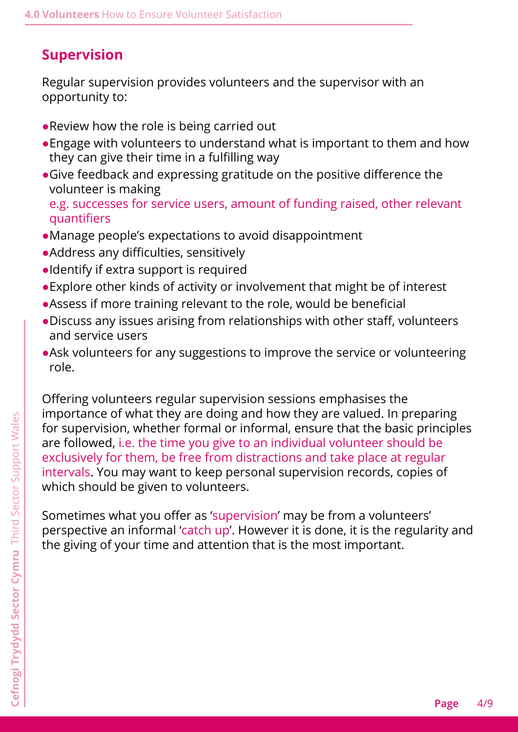## Supervision

Regular supervision provides volunteers and the supervisor with an opportunity to:

- Review how the role is being carried out
- Engage with volunteers to understand what is important to them and how they can give their time in a fulfilling way
- Give feedback and expressing gratitude on the positive difference the volunteer is making
  e.g. successes for service users, amount of funding raised, other relevant quantifiers
- Manage people's expectations to avoid disappointment
- Address any difficulties, sensitively
- Identify if extra support is required
- Explore other kinds of activity or involvement that might be of interest
- Assess if more training relevant to the role, would be beneficial
- Discuss any issues arising from relationships with other staff, volunteers and service users
- Ask volunteers for any suggestions to improve the service or volunteering role.

Offering volunteers regular supervision sessions emphasises the importance of what they are doing and how they are valued. In preparing for supervision, whether formal or informal, ensure that the basic principles are followed, i.e. the time you give to an individual volunteer should be exclusively for them, be free from distractions and take place at regular intervals. You may want to keep personal supervision records, copies of which should be given to volunteers.

Sometimes what you offer as 'supervision' may be from a volunteers' perspective an informal 'catch up'. However it is done, it is the regularity and the giving of your time and attention that is the most important.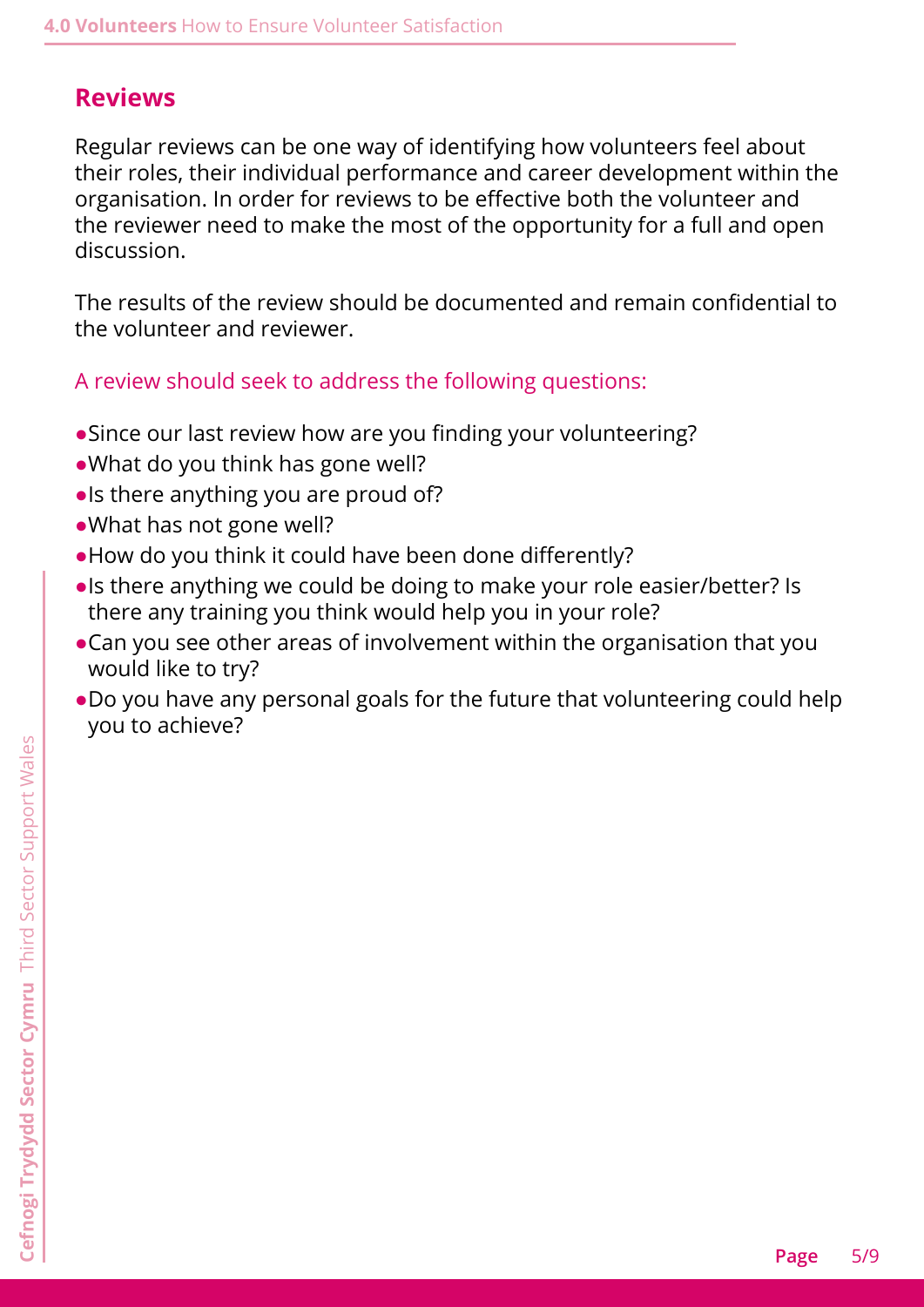## Reviews

Regular reviews can be one way of identifying how volunteers feel about their roles, their individual performance and career development within the organisation. In order for reviews to be effective both the volunteer and the reviewer need to make the most of the opportunity for a full and open discussion.

The results of the review should be documented and remain confidential to the volunteer and reviewer.

A review should seek to address the following questions:

- Since our last review how are you finding your volunteering?
- What do you think has gone well?
- Is there anything you are proud of?
- What has not gone well?
- How do you think it could have been done differently?
- Is there anything we could be doing to make your role easier/better? Is there any training you think would help you in your role?
- Can you see other areas of involvement within the organisation that you would like to try?
- Do you have any personal goals for the future that volunteering could help you to achieve?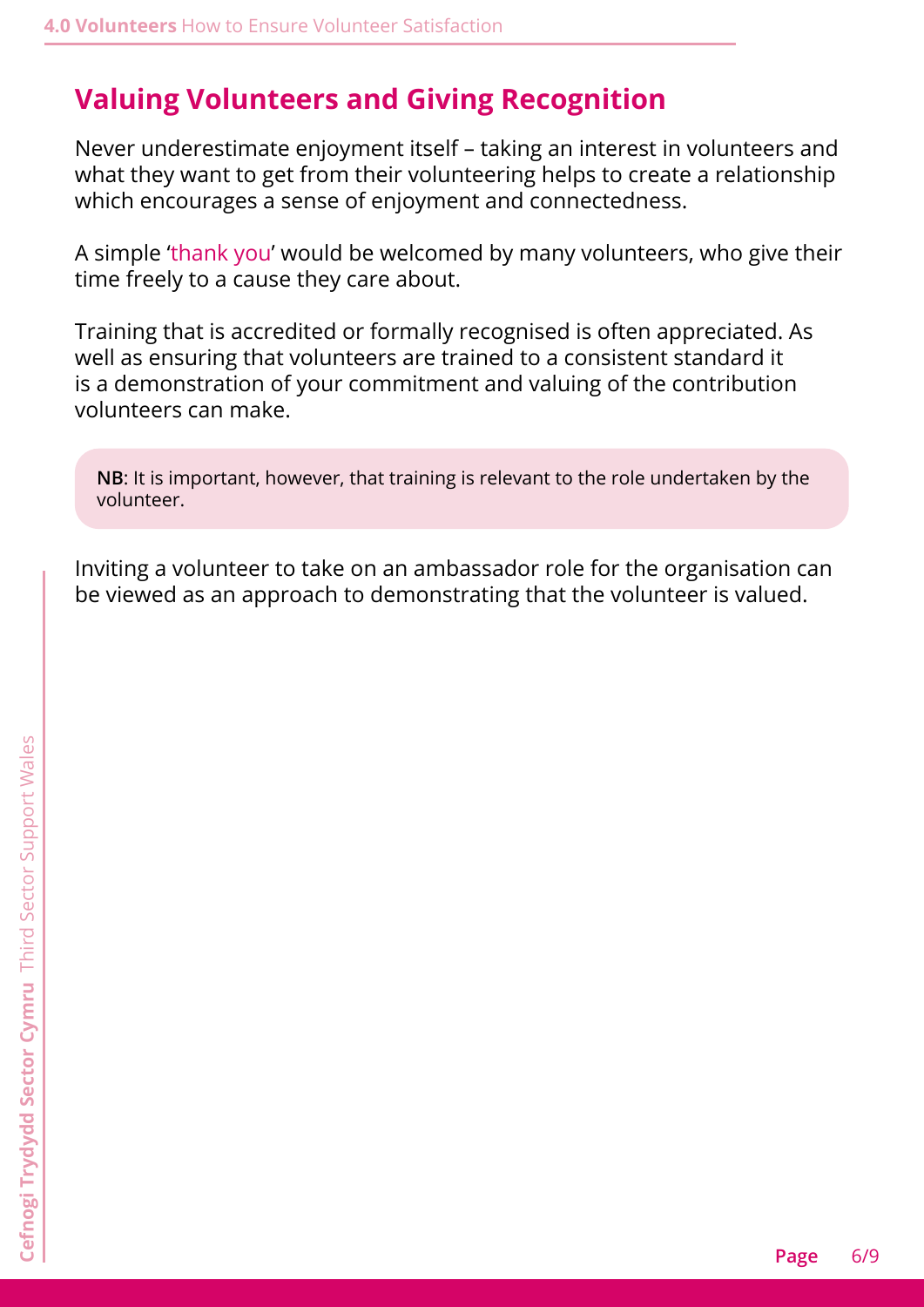## Valuing Volunteers and Giving Recognition

Never underestimate enjoyment itself – taking an interest in volunteers and what they want to get from their volunteering helps to create a relationship which encourages a sense of enjoyment and connectedness.

A simple 'thank you' would be welcomed by many volunteers, who give their time freely to a cause they care about.

Training that is accredited or formally recognised is often appreciated. As well as ensuring that volunteers are trained to a consistent standard it is a demonstration of your commitment and valuing of the contribution volunteers can make.

> **NB**: It is important, however, that training is relevant to the role undertaken by the volunteer.

Inviting a volunteer to take on an ambassador role for the organisation can be viewed as an approach to demonstrating that the volunteer is valued.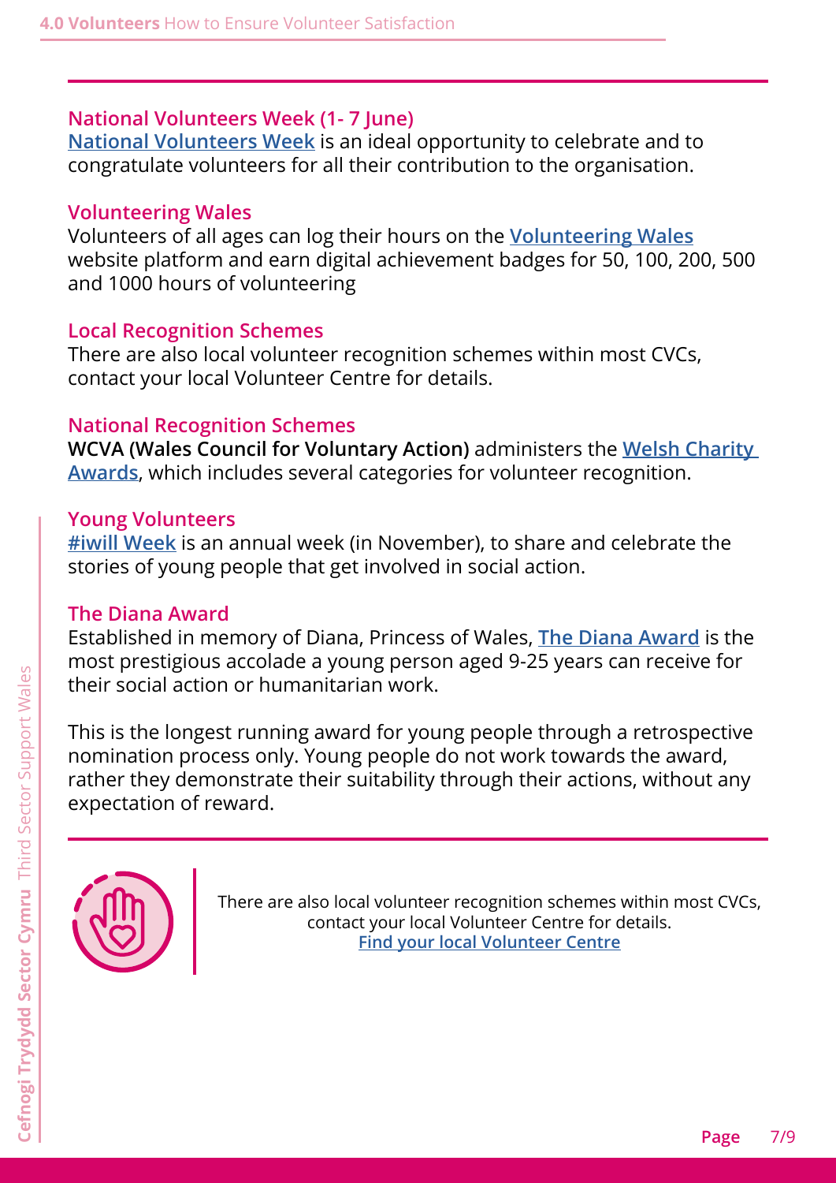### National Volunteers Week (1- 7 June)

**National Volunteers Week** is an ideal opportunity to celebrate and to congratulate volunteers for all their contribution to the organisation.

### Volunteering Wales

Volunteers of all ages can log their hours on the **Volunteering Wales** website platform and earn digital achievement badges for 50, 100, 200, 500 and 1000 hours of volunteering

### Local Recognition Schemes

There are also local volunteer recognition schemes within most CVCs, contact your local Volunteer Centre for details.

### National Recognition Schemes

**WCVA (Wales Council for Voluntary Action)** administers the **Welsh Charity Awards**, which includes several categories for volunteer recognition.

### Young Volunteers

**#iwill Week** is an annual week (in November), to share and celebrate the stories of young people that get involved in social action.

### The Diana Award

Established in memory of Diana, Princess of Wales, **The Diana Award** is the most prestigious accolade a young person aged 9-25 years can receive for their social action or humanitarian work.

This is the longest running award for young people through a retrospective nomination process only. Young people do not work towards the award, rather they demonstrate their suitability through their actions, without any expectation of reward.

---

There are also local volunteer recognition schemes within most CVCs, contact your local Volunteer Centre for details.
**Find your local Volunteer Centre**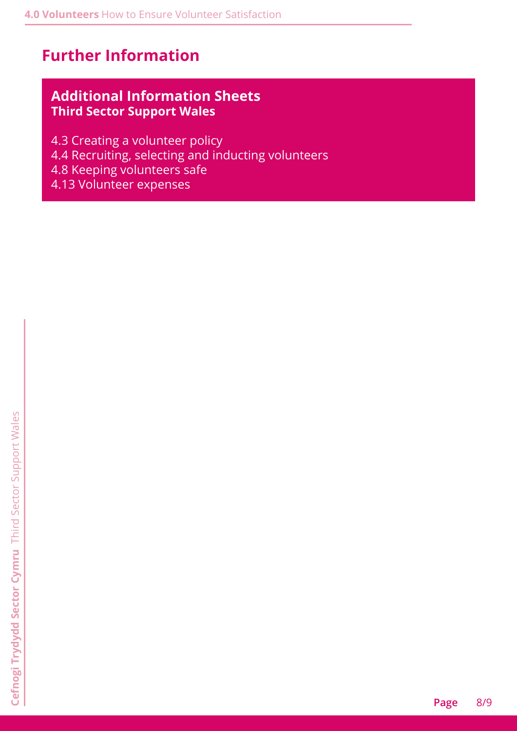## Further Information

### Additional Information Sheets
**Third Sector Support Wales**

4.3 Creating a volunteer policy
4.4 Recruiting, selecting and inducting volunteers
4.8 Keeping volunteers safe
4.13 Volunteer expenses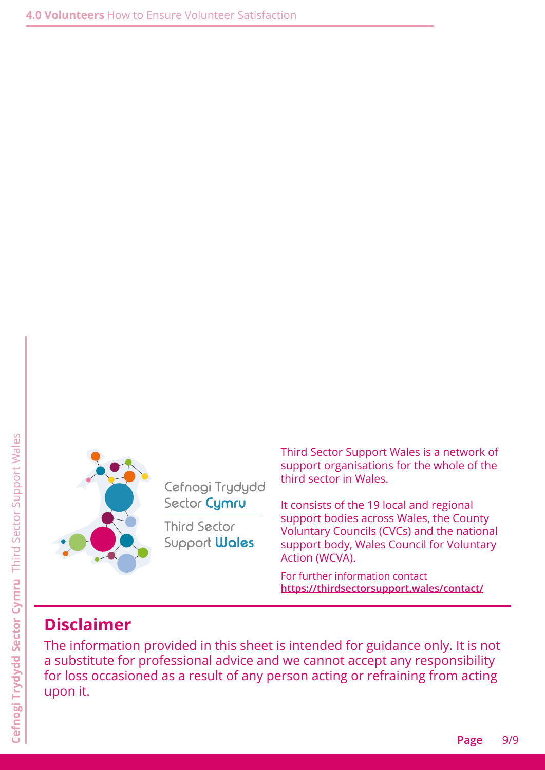Cefnogi Trydydd Sector Cymru

Third Sector Support Wales

Third Sector Support Wales is a network of support organisations for the whole of the third sector in Wales.

It consists of the 19 local and regional support bodies across Wales, the County Voluntary Councils (CVCs) and the national support body, Wales Council for Voluntary Action (WCVA).

For further information contact **https://thirdsectorsupport.wales/contact/**

## Disclaimer

The information provided in this sheet is intended for guidance only. It is not a substitute for professional advice and we cannot accept any responsibility for loss occasioned as a result of any person acting or refraining from acting upon it.